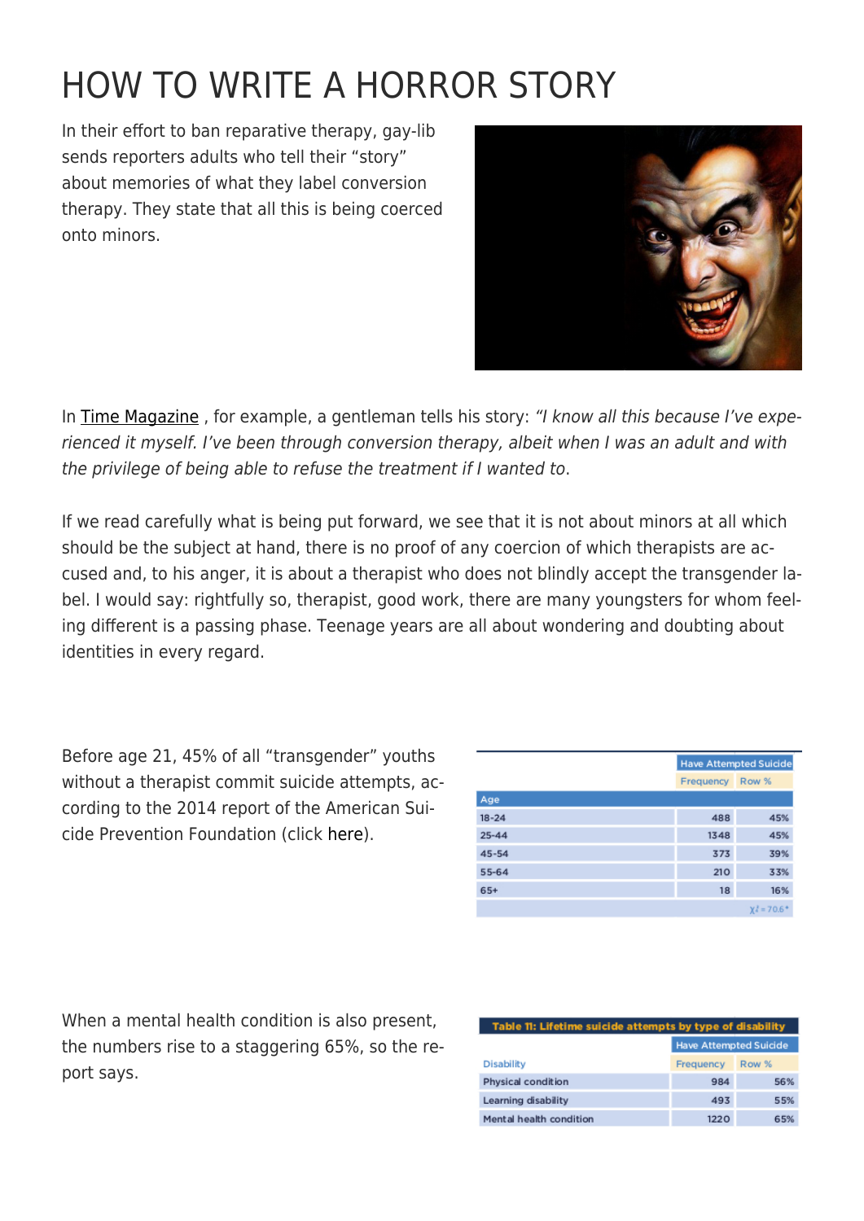# HOW TO WRITE A HORROR STORY

In their effort to ban reparative therapy, gay-lib sends reporters adults who tell their "story" about memories of what they label conversion therapy. They state that all this is being coerced onto minors.

In Time Magazine , for example, a gentleman tells his story: *"I know all this because I've experienced it myself. I've been through conversion therapy, albeit when I was an adult and with the privilege of being able to refuse the treatment if I wanted to.*

If we read carefully what is being put forward, we see that it is not about minors at all which should be the subject at hand, there is no proof of any coercion of which therapists are accused and, to his anger, it is about a therapist who does not blindly accept the transgender label. I would say: rightfully so, therapist, good work, there are many youngsters for whom feeling different is a passing phase. Teenage years are all about wondering and doubting about identities in every regard.

Before age 21, 45% of all "transgender" youths without a therapist commit suicide attempts, according to the 2014 report of the American Suicide Prevention Foundation (click here).

| | Have Attempted Suicide | |
|---|---|---|
| | Frequency | Row % |
| **Age** | | |
| 18-24 | 488 | 45% |
| 25-44 | 1348 | 45% |
| 45-54 | 373 | 39% |
| 55-64 | 210 | 33% |
| 65+ | 18 | 16% |
| | | $\chi^2 = 70.6^*$ |

When a mental health condition is also present, the numbers rise to a staggering 65%, so the report says.

**Table 11: Lifetime suicide attempts by type of disability**

| | Have Attempted Suicide | |
|---|---|---|
| Disability | Frequency | Row % |
| Physical condition | 984 | 56% |
| Learning disability | 493 | 55% |
| Mental health condition | 1220 | 65% |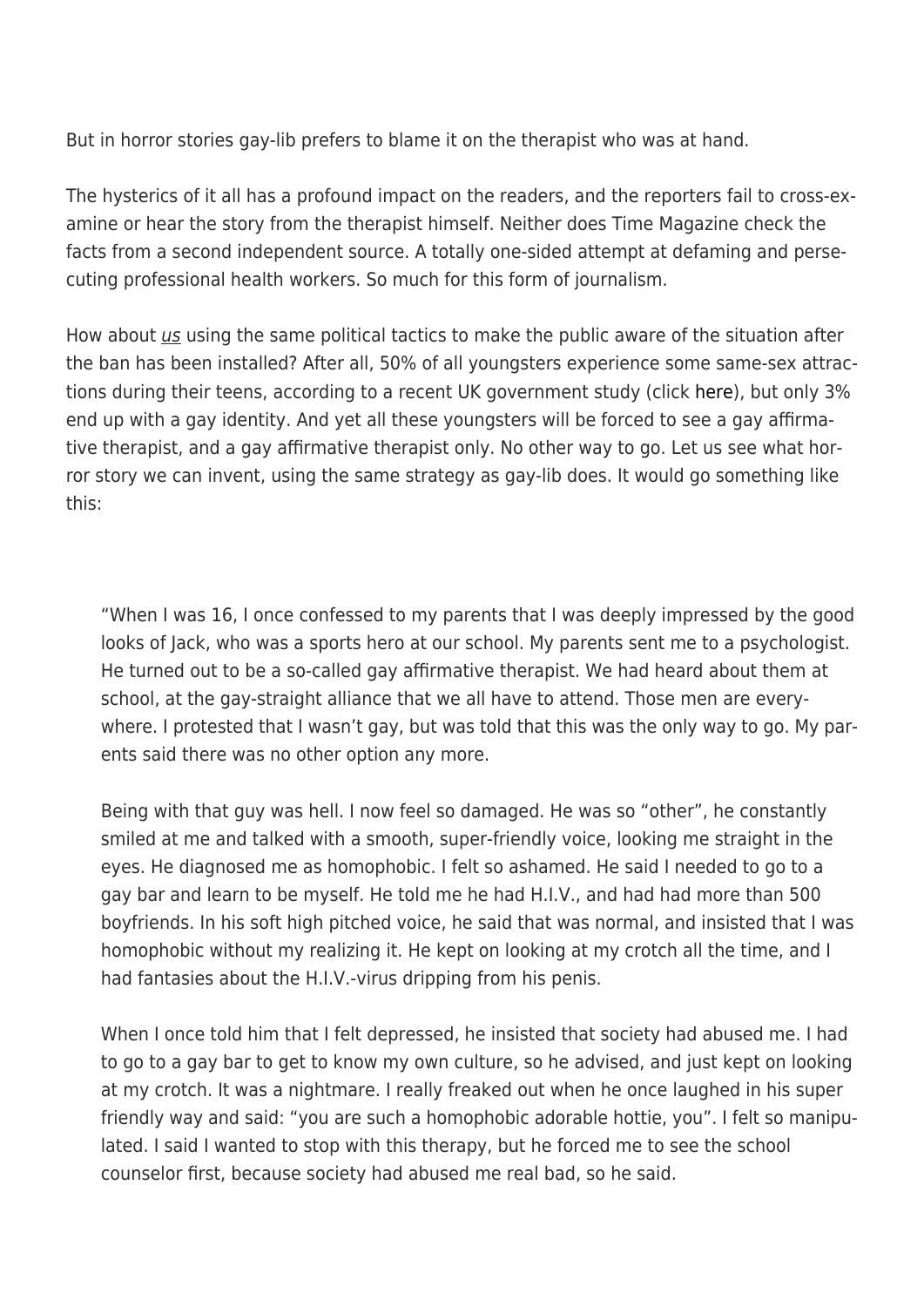But in horror stories gay-lib prefers to blame it on the therapist who was at hand.

The hysterics of it all has a profound impact on the readers, and the reporters fail to cross-examine or hear the story from the therapist himself. Neither does Time Magazine check the facts from a second independent source. A totally one-sided attempt at defaming and persecuting professional health workers. So much for this form of journalism.

How about _us_ using the same political tactics to make the public aware of the situation after the ban has been installed? After all, 50% of all youngsters experience some same-sex attractions during their teens, according to a recent UK government study (click here), but only 3% end up with a gay identity. And yet all these youngsters will be forced to see a gay affirmative therapist, and a gay affirmative therapist only. No other way to go. Let us see what horror story we can invent, using the same strategy as gay-lib does. It would go something like this:

> "When I was 16, I once confessed to my parents that I was deeply impressed by the good looks of Jack, who was a sports hero at our school. My parents sent me to a psychologist. He turned out to be a so-called gay affirmative therapist. We had heard about them at school, at the gay-straight alliance that we all have to attend. Those men are everywhere. I protested that I wasn't gay, but was told that this was the only way to go. My parents said there was no other option any more.
>
> Being with that guy was hell. I now feel so damaged. He was so "other", he constantly smiled at me and talked with a smooth, super-friendly voice, looking me straight in the eyes. He diagnosed me as homophobic. I felt so ashamed. He said I needed to go to a gay bar and learn to be myself. He told me he had H.I.V., and had had more than 500 boyfriends. In his soft high pitched voice, he said that was normal, and insisted that I was homophobic without my realizing it. He kept on looking at my crotch all the time, and I had fantasies about the H.I.V.-virus dripping from his penis.
>
> When I once told him that I felt depressed, he insisted that society had abused me. I had to go to a gay bar to get to know my own culture, so he advised, and just kept on looking at my crotch. It was a nightmare. I really freaked out when he once laughed in his super friendly way and said: "you are such a homophobic adorable hottie, you". I felt so manipulated. I said I wanted to stop with this therapy, but he forced me to see the school counselor first, because society had abused me real bad, so he said.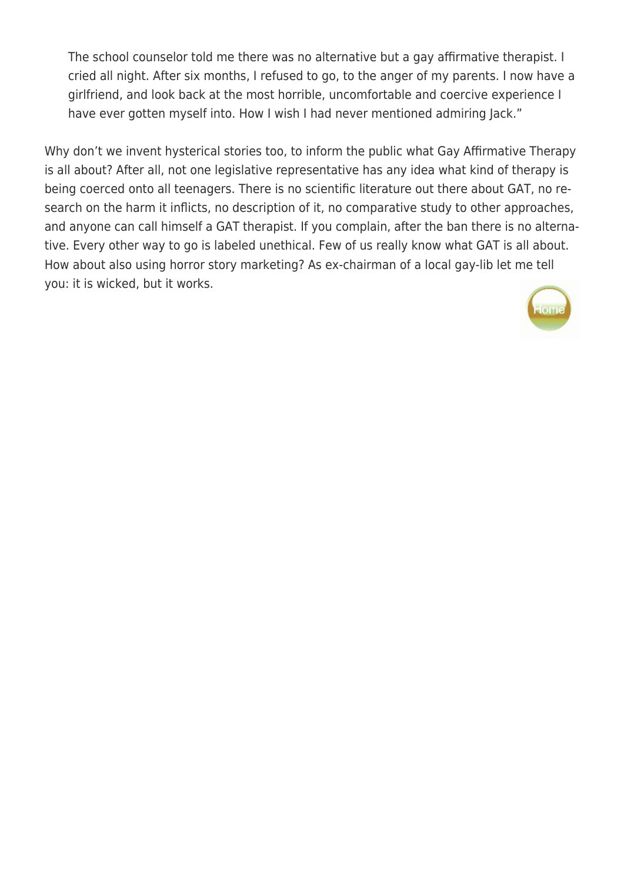> The school counselor told me there was no alternative but a gay affirmative therapist. I cried all night. After six months, I refused to go, to the anger of my parents. I now have a girlfriend, and look back at the most horrible, uncomfortable and coercive experience I have ever gotten myself into. How I wish I had never mentioned admiring Jack."

Why don't we invent hysterical stories too, to inform the public what Gay Affirmative Therapy is all about? After all, not one legislative representative has any idea what kind of therapy is being coerced onto all teenagers. There is no scientific literature out there about GAT, no research on the harm it inflicts, no description of it, no comparative study to other approaches, and anyone can call himself a GAT therapist. If you complain, after the ban there is no alternative. Every other way to go is labeled unethical. Few of us really know what GAT is all about. How about also using horror story marketing? As ex-chairman of a local gay-lib let me tell you: it is wicked, but it works.